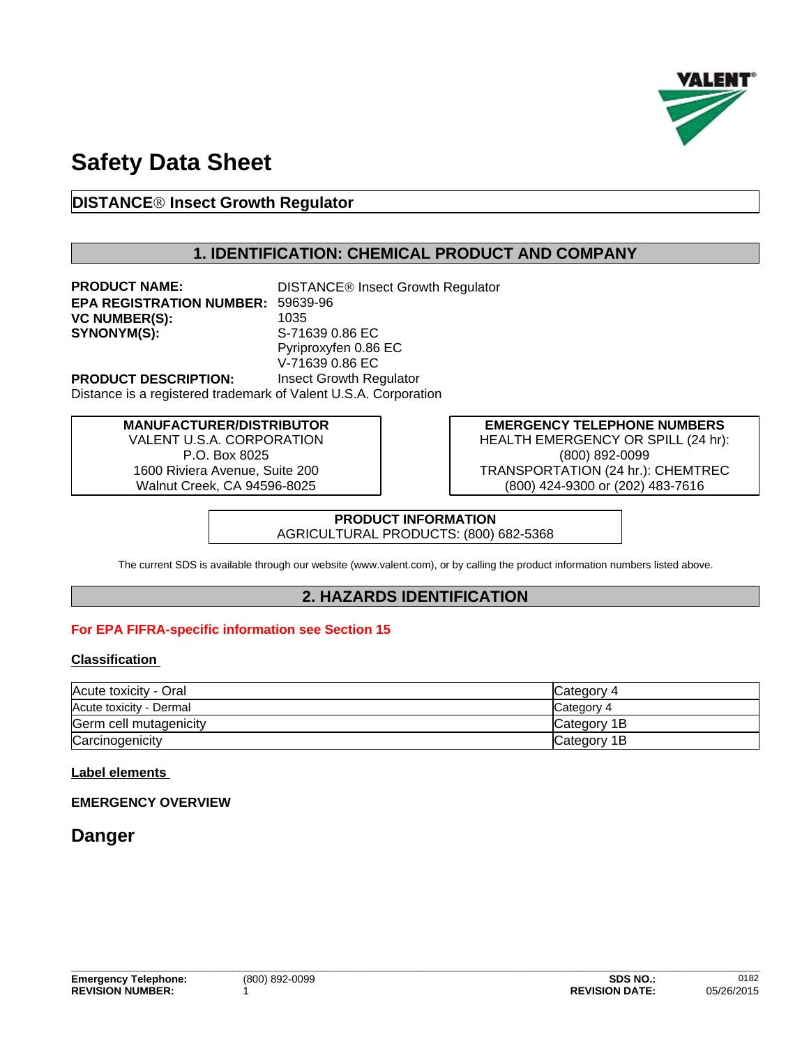# Safety Data Sheet

## DISTANCE® Insect Growth Regulator

## 1. IDENTIFICATION: CHEMICAL PRODUCT AND COMPANY

**PRODUCT NAME:** DISTANCE® Insect Growth Regulator
**EPA REGISTRATION NUMBER:** 59639-96
**VC NUMBER(S):** 1035
**SYNONYM(S):** S-71639 0.86 EC
Pyriproxyfen 0.86 EC
V-71639 0.86 EC
**PRODUCT DESCRIPTION:** Insect Growth Regulator
Distance is a registered trademark of Valent U.S.A. Corporation

**MANUFACTURER/DISTRIBUTOR**
VALENT U.S.A. CORPORATION
P.O. Box 8025
1600 Riviera Avenue, Suite 200
Walnut Creek, CA 94596-8025

**EMERGENCY TELEPHONE NUMBERS**
HEALTH EMERGENCY OR SPILL (24 hr):
(800) 892-0099
TRANSPORTATION (24 hr.): CHEMTREC
(800) 424-9300 or (202) 483-7616

**PRODUCT INFORMATION**
AGRICULTURAL PRODUCTS: (800) 682-5368

The current SDS is available through our website (www.valent.com), or by calling the product information numbers listed above.

## 2. HAZARDS IDENTIFICATION

**For EPA FIFRA-specific information see Section 15**

**Classification**

| | |
|---|---|
| Acute toxicity - Oral | Category 4 |
| Acute toxicity - Dermal | Category 4 |
| Germ cell mutagenicity | Category 1B |
| Carcinogenicity | Category 1B |

**Label elements**

**EMERGENCY OVERVIEW**

## Danger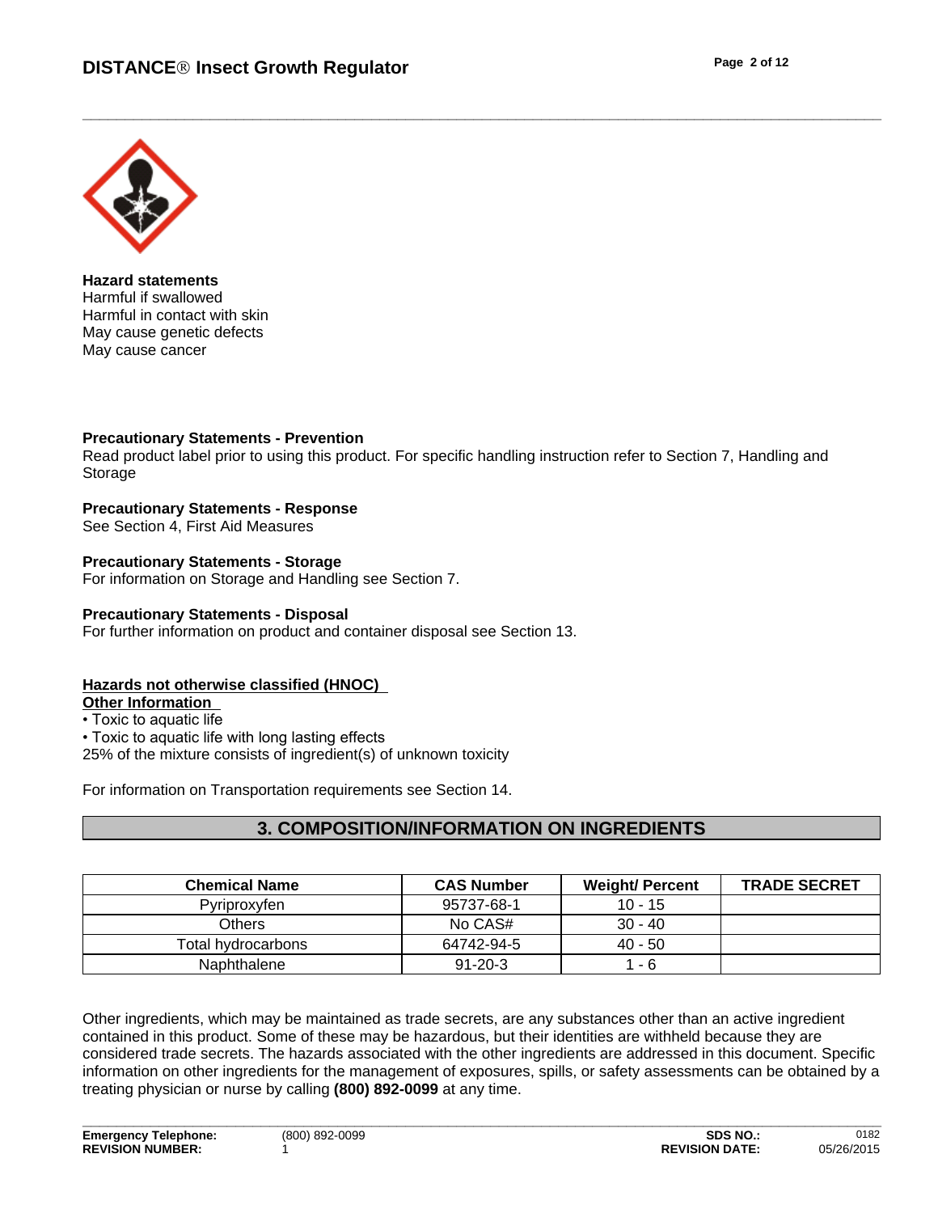**Hazard statements**
Harmful if swallowed
Harmful in contact with skin
May cause genetic defects
May cause cancer

**Precautionary Statements - Prevention**
Read product label prior to using this product. For specific handling instruction refer to Section 7, Handling and Storage

**Precautionary Statements - Response**
See Section 4, First Aid Measures

**Precautionary Statements - Storage**
For information on Storage and Handling see Section 7.

**Precautionary Statements - Disposal**
For further information on product and container disposal see Section 13.

**Hazards not otherwise classified (HNOC)**

**Other Information**

- Toxic to aquatic life
- Toxic to aquatic life with long lasting effects

25% of the mixture consists of ingredient(s) of unknown toxicity

For information on Transportation requirements see Section 14.

## 3. COMPOSITION/INFORMATION ON INGREDIENTS

| Chemical Name | CAS Number | Weight/ Percent | TRADE SECRET |
| --- | --- | --- | --- |
| Pyriproxyfen | 95737-68-1 | 10 - 15 | |
| Others | No CAS# | 30 - 40 | |
| Total hydrocarbons | 64742-94-5 | 40 - 50 | |
| Naphthalene | 91-20-3 | 1 - 6 | |

Other ingredients, which may be maintained as trade secrets, are any substances other than an active ingredient contained in this product. Some of these may be hazardous, but their identities are withheld because they are considered trade secrets. The hazards associated with the other ingredients are addressed in this document. Specific information on other ingredients for the management of exposures, spills, or safety assessments can be obtained by a treating physician or nurse by calling **(800) 892-0099** at any time.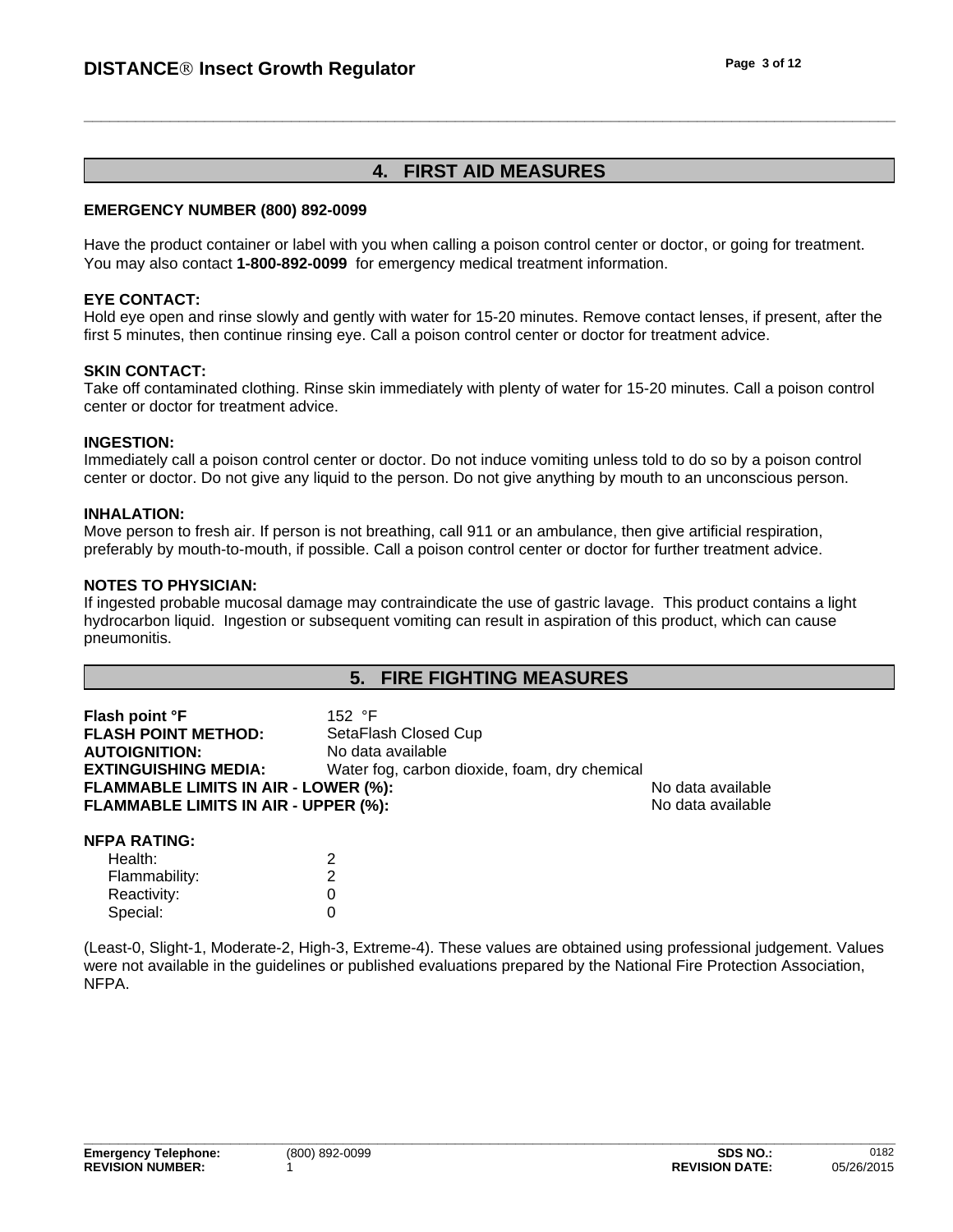## 4. FIRST AID MEASURES

**EMERGENCY NUMBER (800) 892-0099**

Have the product container or label with you when calling a poison control center or doctor, or going for treatment. You may also contact **1-800-892-0099** for emergency medical treatment information.

**EYE CONTACT:**
Hold eye open and rinse slowly and gently with water for 15-20 minutes. Remove contact lenses, if present, after the first 5 minutes, then continue rinsing eye. Call a poison control center or doctor for treatment advice.

**SKIN CONTACT:**
Take off contaminated clothing. Rinse skin immediately with plenty of water for 15-20 minutes. Call a poison control center or doctor for treatment advice.

**INGESTION:**
Immediately call a poison control center or doctor. Do not induce vomiting unless told to do so by a poison control center or doctor. Do not give any liquid to the person. Do not give anything by mouth to an unconscious person.

**INHALATION:**
Move person to fresh air. If person is not breathing, call 911 or an ambulance, then give artificial respiration, preferably by mouth-to-mouth, if possible. Call a poison control center or doctor for further treatment advice.

**NOTES TO PHYSICIAN:**
If ingested probable mucosal damage may contraindicate the use of gastric lavage. This product contains a light hydrocarbon liquid. Ingestion or subsequent vomiting can result in aspiration of this product, which can cause pneumonitis.

## 5. FIRE FIGHTING MEASURES

**Flash point °F** 152 °F
**FLASH POINT METHOD:** SetaFlash Closed Cup
**AUTOIGNITION:** No data available
**EXTINGUISHING MEDIA:** Water fog, carbon dioxide, foam, dry chemical
**FLAMMABLE LIMITS IN AIR - LOWER (%):** No data available
**FLAMMABLE LIMITS IN AIR - UPPER (%):** No data available

**NFPA RATING:**

| | |
|---|---|
| Health: | 2 |
| Flammability: | 2 |
| Reactivity: | 0 |
| Special: | 0 |

(Least-0, Slight-1, Moderate-2, High-3, Extreme-4). These values are obtained using professional judgement. Values were not available in the guidelines or published evaluations prepared by the National Fire Protection Association, NFPA.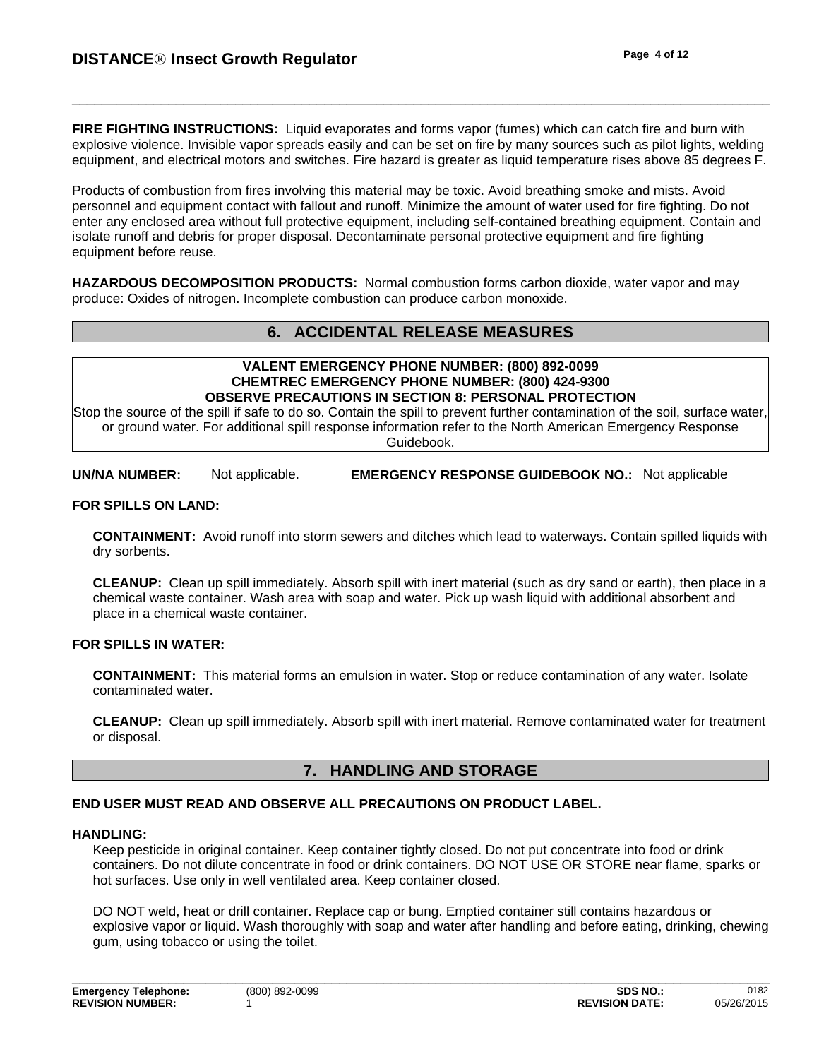**FIRE FIGHTING INSTRUCTIONS:** Liquid evaporates and forms vapor (fumes) which can catch fire and burn with explosive violence. Invisible vapor spreads easily and can be set on fire by many sources such as pilot lights, welding equipment, and electrical motors and switches. Fire hazard is greater as liquid temperature rises above 85 degrees F.

Products of combustion from fires involving this material may be toxic. Avoid breathing smoke and mists. Avoid personnel and equipment contact with fallout and runoff. Minimize the amount of water used for fire fighting. Do not enter any enclosed area without full protective equipment, including self-contained breathing equipment. Contain and isolate runoff and debris for proper disposal. Decontaminate personal protective equipment and fire fighting equipment before reuse.

**HAZARDOUS DECOMPOSITION PRODUCTS:** Normal combustion forms carbon dioxide, water vapor and may produce: Oxides of nitrogen. Incomplete combustion can produce carbon monoxide.

## 6. ACCIDENTAL RELEASE MEASURES

**VALENT EMERGENCY PHONE NUMBER: (800) 892-0099**
**CHEMTREC EMERGENCY PHONE NUMBER: (800) 424-9300**
**OBSERVE PRECAUTIONS IN SECTION 8: PERSONAL PROTECTION**

Stop the source of the spill if safe to do so. Contain the spill to prevent further contamination of the soil, surface water, or ground water. For additional spill response information refer to the North American Emergency Response Guidebook.

**UN/NA NUMBER:** Not applicable. **EMERGENCY RESPONSE GUIDEBOOK NO.:** Not applicable

**FOR SPILLS ON LAND:**

**CONTAINMENT:** Avoid runoff into storm sewers and ditches which lead to waterways. Contain spilled liquids with dry sorbents.

**CLEANUP:** Clean up spill immediately. Absorb spill with inert material (such as dry sand or earth), then place in a chemical waste container. Wash area with soap and water. Pick up wash liquid with additional absorbent and place in a chemical waste container.

**FOR SPILLS IN WATER:**

**CONTAINMENT:** This material forms an emulsion in water. Stop or reduce contamination of any water. Isolate contaminated water.

**CLEANUP:** Clean up spill immediately. Absorb spill with inert material. Remove contaminated water for treatment or disposal.

## 7. HANDLING AND STORAGE

**END USER MUST READ AND OBSERVE ALL PRECAUTIONS ON PRODUCT LABEL.**

**HANDLING:**

Keep pesticide in original container. Keep container tightly closed. Do not put concentrate into food or drink containers. Do not dilute concentrate in food or drink containers. DO NOT USE OR STORE near flame, sparks or hot surfaces. Use only in well ventilated area. Keep container closed.

DO NOT weld, heat or drill container. Replace cap or bung. Emptied container still contains hazardous or explosive vapor or liquid. Wash thoroughly with soap and water after handling and before eating, drinking, chewing gum, using tobacco or using the toilet.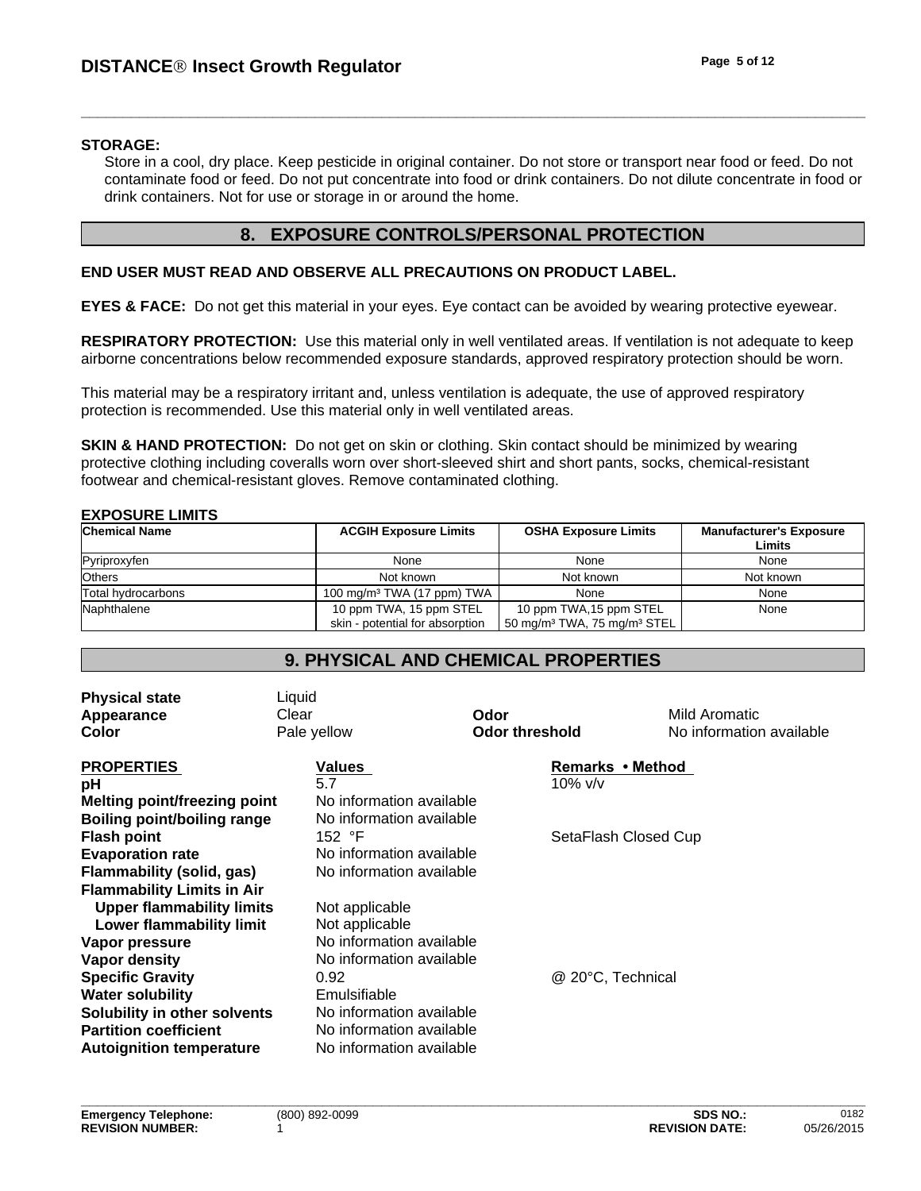**STORAGE:**

Store in a cool, dry place. Keep pesticide in original container. Do not store or transport near food or feed. Do not contaminate food or feed. Do not put concentrate into food or drink containers. Do not dilute concentrate in food or drink containers. Not for use or storage in or around the home.

## 8. EXPOSURE CONTROLS/PERSONAL PROTECTION

**END USER MUST READ AND OBSERVE ALL PRECAUTIONS ON PRODUCT LABEL.**

**EYES & FACE:** Do not get this material in your eyes. Eye contact can be avoided by wearing protective eyewear.

**RESPIRATORY PROTECTION:** Use this material only in well ventilated areas. If ventilation is not adequate to keep airborne concentrations below recommended exposure standards, approved respiratory protection should be worn.

This material may be a respiratory irritant and, unless ventilation is adequate, the use of approved respiratory protection is recommended. Use this material only in well ventilated areas.

**SKIN & HAND PROTECTION:** Do not get on skin or clothing. Skin contact should be minimized by wearing protective clothing including coveralls worn over short-sleeved shirt and short pants, socks, chemical-resistant footwear and chemical-resistant gloves. Remove contaminated clothing.

**EXPOSURE LIMITS**

| Chemical Name | ACGIH Exposure Limits | OSHA Exposure Limits | Manufacturer's Exposure Limits |
|---|---|---|---|
| Pyriproxyfen | None | None | None |
| Others | Not known | Not known | Not known |
| Total hydrocarbons | 100 mg/m³ TWA (17 ppm) TWA | None | None |
| Naphthalene | 10 ppm TWA, 15 ppm STEL skin - potential for absorption | 10 ppm TWA,15 ppm STEL 50 mg/m³ TWA, 75 mg/m³ STEL | None |

## 9. PHYSICAL AND CHEMICAL PROPERTIES

| | | | |
|---|---|---|---|
| **Physical state** | Liquid | | |
| **Appearance** | Clear | **Odor** | Mild Aromatic |
| **Color** | Pale yellow | **Odor threshold** | No information available |

| PROPERTIES | Values | Remarks • Method |
|---|---|---|
| **pH** | 5.7 | 10% v/v |
| **Melting point/freezing point** | No information available | |
| **Boiling point/boiling range** | No information available | |
| **Flash point** | 152 °F | SetaFlash Closed Cup |
| **Evaporation rate** | No information available | |
| **Flammability (solid, gas)** | No information available | |
| **Flammability Limits in Air** | | |
| **Upper flammability limits** | Not applicable | |
| **Lower flammability limit** | Not applicable | |
| **Vapor pressure** | No information available | |
| **Vapor density** | No information available | |
| **Specific Gravity** | 0.92 | @ 20°C, Technical |
| **Water solubility** | Emulsifiable | |
| **Solubility in other solvents** | No information available | |
| **Partition coefficient** | No information available | |
| **Autoignition temperature** | No information available | |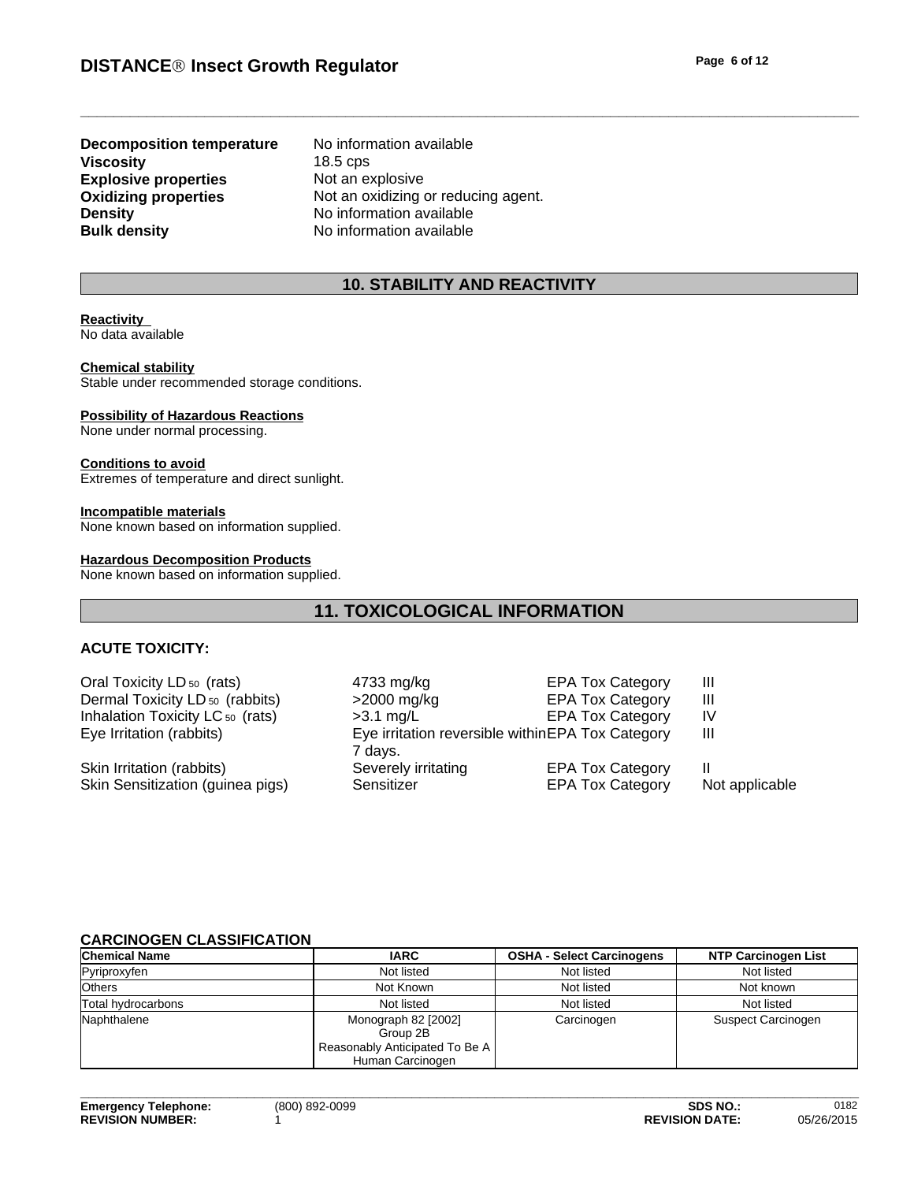| | |
|---|---|
| **Decomposition temperature** | No information available |
| **Viscosity** | 18.5 cps |
| **Explosive properties** | Not an explosive |
| **Oxidizing properties** | Not an oxidizing or reducing agent. |
| **Density** | No information available |
| **Bulk density** | No information available |

## 10. STABILITY AND REACTIVITY

**Reactivity**
No data available

**Chemical stability**
Stable under recommended storage conditions.

**Possibility of Hazardous Reactions**
None under normal processing.

**Conditions to avoid**
Extremes of temperature and direct sunlight.

**Incompatible materials**
None known based on information supplied.

**Hazardous Decomposition Products**
None known based on information supplied.

## 11. TOXICOLOGICAL INFORMATION

### ACUTE TOXICITY:

| | | | |
|---|---|---|---|
| Oral Toxicity $LD_{50}$ (rats) | 4733 mg/kg | EPA Tox Category | III |
| Dermal Toxicity $LD_{50}$ (rabbits) | >2000 mg/kg | EPA Tox Category | III |
| Inhalation Toxicity $LC_{50}$ (rats) | >3.1 mg/L | EPA Tox Category | IV |
| Eye Irritation (rabbits) | Eye irritation reversible within 7 days. | EPA Tox Category | III |
| Skin Irritation (rabbits) | Severely irritating | EPA Tox Category | II |
| Skin Sensitization (guinea pigs) | Sensitizer | EPA Tox Category | Not applicable |

### CARCINOGEN CLASSIFICATION

| Chemical Name | IARC | OSHA - Select Carcinogens | NTP Carcinogen List |
|---|---|---|---|
| Pyriproxyfen | Not listed | Not listed | Not listed |
| Others | Not Known | Not listed | Not known |
| Total hydrocarbons | Not listed | Not listed | Not listed |
| Naphthalene | Monograph 82 [2002] Group 2B Reasonably Anticipated To Be A Human Carcinogen | Carcinogen | Suspect Carcinogen |

| | | | |
|---|---|---|---|
| **Emergency Telephone:** | (800) 892-0099 | **SDS NO.:** | 0182 |
| **REVISION NUMBER:** | 1 | **REVISION DATE:** | 05/26/2015 |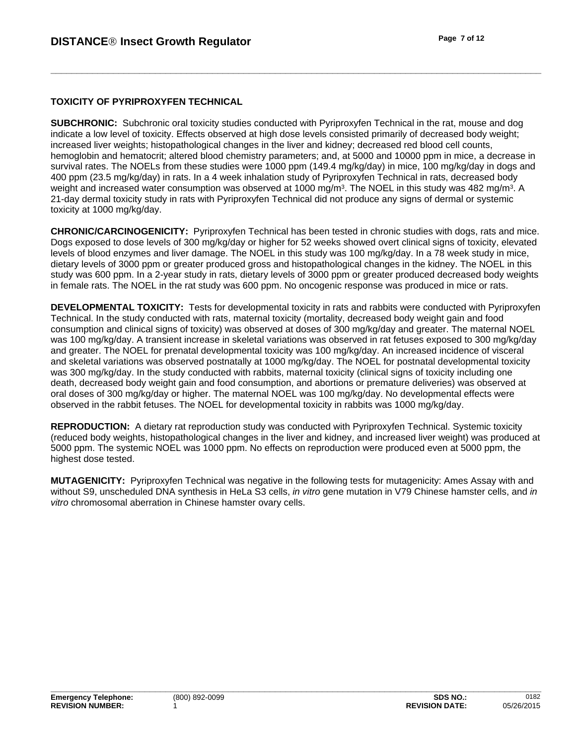## TOXICITY OF PYRIPROXYFEN TECHNICAL

**SUBCHRONIC:** Subchronic oral toxicity studies conducted with Pyriproxyfen Technical in the rat, mouse and dog indicate a low level of toxicity. Effects observed at high dose levels consisted primarily of decreased body weight; increased liver weights; histopathological changes in the liver and kidney; decreased red blood cell counts, hemoglobin and hematocrit; altered blood chemistry parameters; and, at 5000 and 10000 ppm in mice, a decrease in survival rates. The NOELs from these studies were 1000 ppm (149.4 mg/kg/day) in mice, 100 mg/kg/day in dogs and 400 ppm (23.5 mg/kg/day) in rats. In a 4 week inhalation study of Pyriproxyfen Technical in rats, decreased body weight and increased water consumption was observed at 1000 $mg/m^3$. The NOEL in this study was 482 $mg/m^3$. A 21-day dermal toxicity study in rats with Pyriproxyfen Technical did not produce any signs of dermal or systemic toxicity at 1000 mg/kg/day.

**CHRONIC/CARCINOGENICITY:** Pyriproxyfen Technical has been tested in chronic studies with dogs, rats and mice. Dogs exposed to dose levels of 300 mg/kg/day or higher for 52 weeks showed overt clinical signs of toxicity, elevated levels of blood enzymes and liver damage. The NOEL in this study was 100 mg/kg/day. In a 78 week study in mice, dietary levels of 3000 ppm or greater produced gross and histopathological changes in the kidney. The NOEL in this study was 600 ppm. In a 2-year study in rats, dietary levels of 3000 ppm or greater produced decreased body weights in female rats. The NOEL in the rat study was 600 ppm. No oncogenic response was produced in mice or rats.

**DEVELOPMENTAL TOXICITY:** Tests for developmental toxicity in rats and rabbits were conducted with Pyriproxyfen Technical. In the study conducted with rats, maternal toxicity (mortality, decreased body weight gain and food consumption and clinical signs of toxicity) was observed at doses of 300 mg/kg/day and greater. The maternal NOEL was 100 mg/kg/day. A transient increase in skeletal variations was observed in rat fetuses exposed to 300 mg/kg/day and greater. The NOEL for prenatal developmental toxicity was 100 mg/kg/day. An increased incidence of visceral and skeletal variations was observed postnatally at 1000 mg/kg/day. The NOEL for postnatal developmental toxicity was 300 mg/kg/day. In the study conducted with rabbits, maternal toxicity (clinical signs of toxicity including one death, decreased body weight gain and food consumption, and abortions or premature deliveries) was observed at oral doses of 300 mg/kg/day or higher. The maternal NOEL was 100 mg/kg/day. No developmental effects were observed in the rabbit fetuses. The NOEL for developmental toxicity in rabbits was 1000 mg/kg/day.

**REPRODUCTION:** A dietary rat reproduction study was conducted with Pyriproxyfen Technical. Systemic toxicity (reduced body weights, histopathological changes in the liver and kidney, and increased liver weight) was produced at 5000 ppm. The systemic NOEL was 1000 ppm. No effects on reproduction were produced even at 5000 ppm, the highest dose tested.

**MUTAGENICITY:** Pyriproxyfen Technical was negative in the following tests for mutagenicity: Ames Assay with and without S9, unscheduled DNA synthesis in HeLa S3 cells, *in vitro* gene mutation in V79 Chinese hamster cells, and *in vitro* chromosomal aberration in Chinese hamster ovary cells.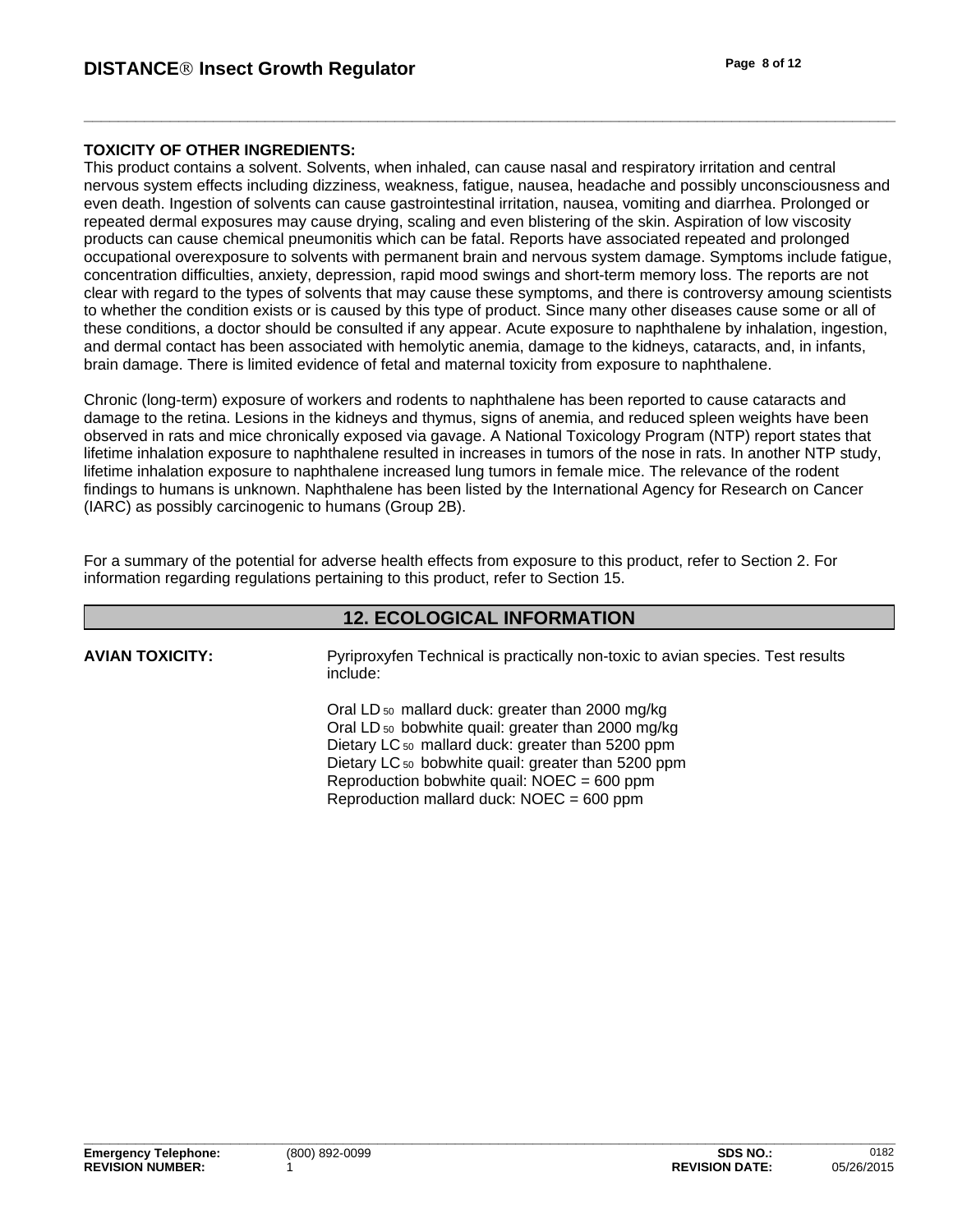**TOXICITY OF OTHER INGREDIENTS:**
This product contains a solvent. Solvents, when inhaled, can cause nasal and respiratory irritation and central nervous system effects including dizziness, weakness, fatigue, nausea, headache and possibly unconsciousness and even death. Ingestion of solvents can cause gastrointestinal irritation, nausea, vomiting and diarrhea. Prolonged or repeated dermal exposures may cause drying, scaling and even blistering of the skin. Aspiration of low viscosity products can cause chemical pneumonitis which can be fatal. Reports have associated repeated and prolonged occupational overexposure to solvents with permanent brain and nervous system damage. Symptoms include fatigue, concentration difficulties, anxiety, depression, rapid mood swings and short-term memory loss. The reports are not clear with regard to the types of solvents that may cause these symptoms, and there is controversy amoung scientists to whether the condition exists or is caused by this type of product. Since many other diseases cause some or all of these conditions, a doctor should be consulted if any appear. Acute exposure to naphthalene by inhalation, ingestion, and dermal contact has been associated with hemolytic anemia, damage to the kidneys, cataracts, and, in infants, brain damage. There is limited evidence of fetal and maternal toxicity from exposure to naphthalene.

Chronic (long-term) exposure of workers and rodents to naphthalene has been reported to cause cataracts and damage to the retina. Lesions in the kidneys and thymus, signs of anemia, and reduced spleen weights have been observed in rats and mice chronically exposed via gavage. A National Toxicology Program (NTP) report states that lifetime inhalation exposure to naphthalene resulted in increases in tumors of the nose in rats. In another NTP study, lifetime inhalation exposure to naphthalene increased lung tumors in female mice. The relevance of the rodent findings to humans is unknown. Naphthalene has been listed by the International Agency for Research on Cancer (IARC) as possibly carcinogenic to humans (Group 2B).

For a summary of the potential for adverse health effects from exposure to this product, refer to Section 2. For information regarding regulations pertaining to this product, refer to Section 15.

## 12. ECOLOGICAL INFORMATION

**AVIAN TOXICITY:** Pyriproxyfen Technical is practically non-toxic to avian species. Test results include:

Oral $LD_{50}$ mallard duck: greater than 2000 mg/kg
Oral $LD_{50}$ bobwhite quail: greater than 2000 mg/kg
Dietary $LC_{50}$ mallard duck: greater than 5200 ppm
Dietary $LC_{50}$ bobwhite quail: greater than 5200 ppm
Reproduction bobwhite quail: NOEC = 600 ppm
Reproduction mallard duck: NOEC = 600 ppm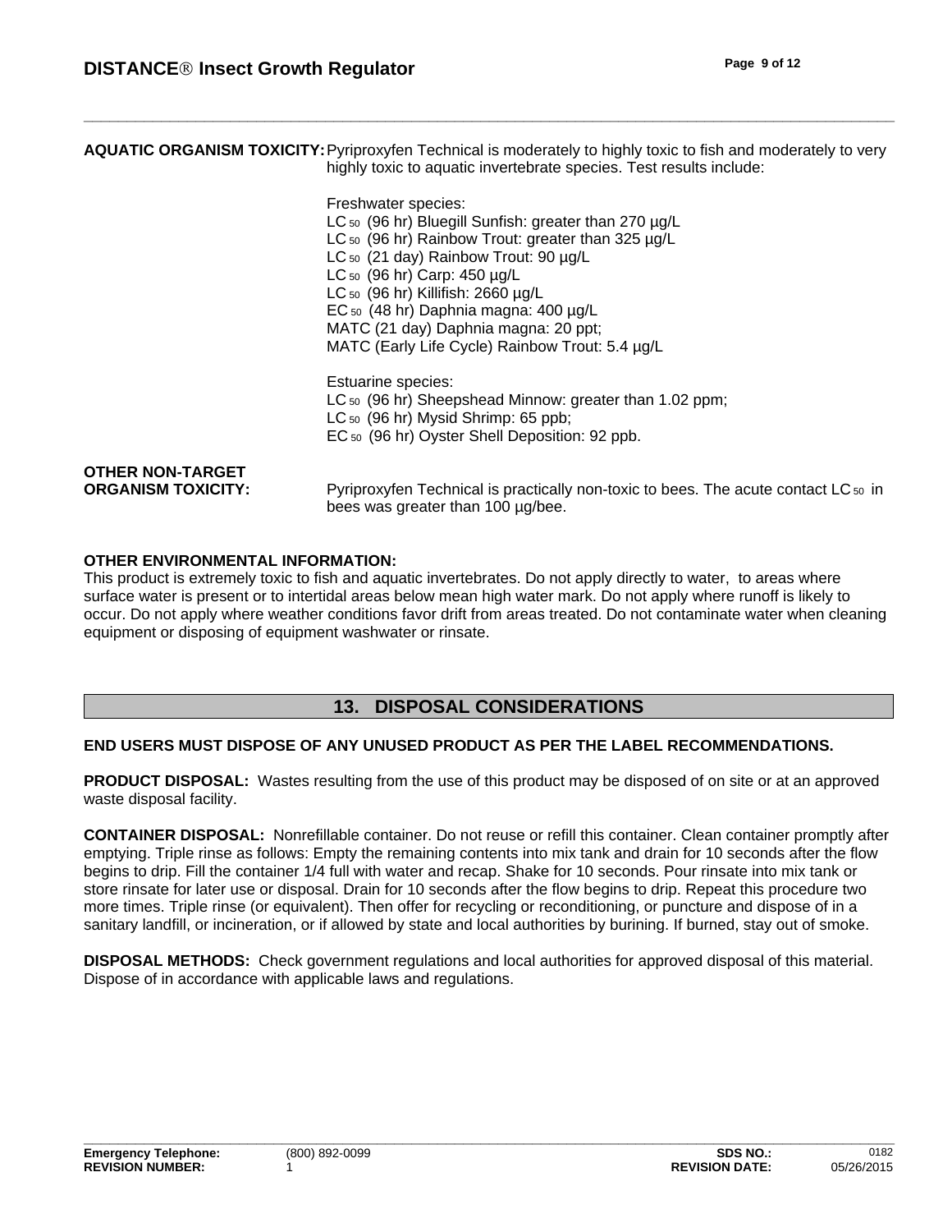**AQUATIC ORGANISM TOXICITY:** Pyriproxyfen Technical is moderately to highly toxic to fish and moderately to very highly toxic to aquatic invertebrate species. Test results include:

Freshwater species:
$LC_{50}$ (96 hr) Bluegill Sunfish: greater than 270 µg/L
$LC_{50}$ (96 hr) Rainbow Trout: greater than 325 µg/L
$LC_{50}$ (21 day) Rainbow Trout: 90 µg/L
$LC_{50}$ (96 hr) Carp: 450 µg/L
$LC_{50}$ (96 hr) Killifish: 2660 µg/L
$EC_{50}$ (48 hr) Daphnia magna: 400 µg/L
MATC (21 day) Daphnia magna: 20 ppt;
MATC (Early Life Cycle) Rainbow Trout: 5.4 µg/L

Estuarine species:
$LC_{50}$ (96 hr) Sheepshead Minnow: greater than 1.02 ppm;
$LC_{50}$ (96 hr) Mysid Shrimp: 65 ppb;
$EC_{50}$ (96 hr) Oyster Shell Deposition: 92 ppb.

**OTHER NON-TARGET ORGANISM TOXICITY:** Pyriproxyfen Technical is practically non-toxic to bees. The acute contact $LC_{50}$ in bees was greater than 100 µg/bee.

**OTHER ENVIRONMENTAL INFORMATION:**
This product is extremely toxic to fish and aquatic invertebrates. Do not apply directly to water, to areas where surface water is present or to intertidal areas below mean high water mark. Do not apply where runoff is likely to occur. Do not apply where weather conditions favor drift from areas treated. Do not contaminate water when cleaning equipment or disposing of equipment washwater or rinsate.

## 13. DISPOSAL CONSIDERATIONS

**END USERS MUST DISPOSE OF ANY UNUSED PRODUCT AS PER THE LABEL RECOMMENDATIONS.**

**PRODUCT DISPOSAL:** Wastes resulting from the use of this product may be disposed of on site or at an approved waste disposal facility.

**CONTAINER DISPOSAL:** Nonrefillable container. Do not reuse or refill this container. Clean container promptly after emptying. Triple rinse as follows: Empty the remaining contents into mix tank and drain for 10 seconds after the flow begins to drip. Fill the container 1/4 full with water and recap. Shake for 10 seconds. Pour rinsate into mix tank or store rinsate for later use or disposal. Drain for 10 seconds after the flow begins to drip. Repeat this procedure two more times. Triple rinse (or equivalent). Then offer for recycling or reconditioning, or puncture and dispose of in a sanitary landfill, or incineration, or if allowed by state and local authorities by burining. If burned, stay out of smoke.

**DISPOSAL METHODS:** Check government regulations and local authorities for approved disposal of this material. Dispose of in accordance with applicable laws and regulations.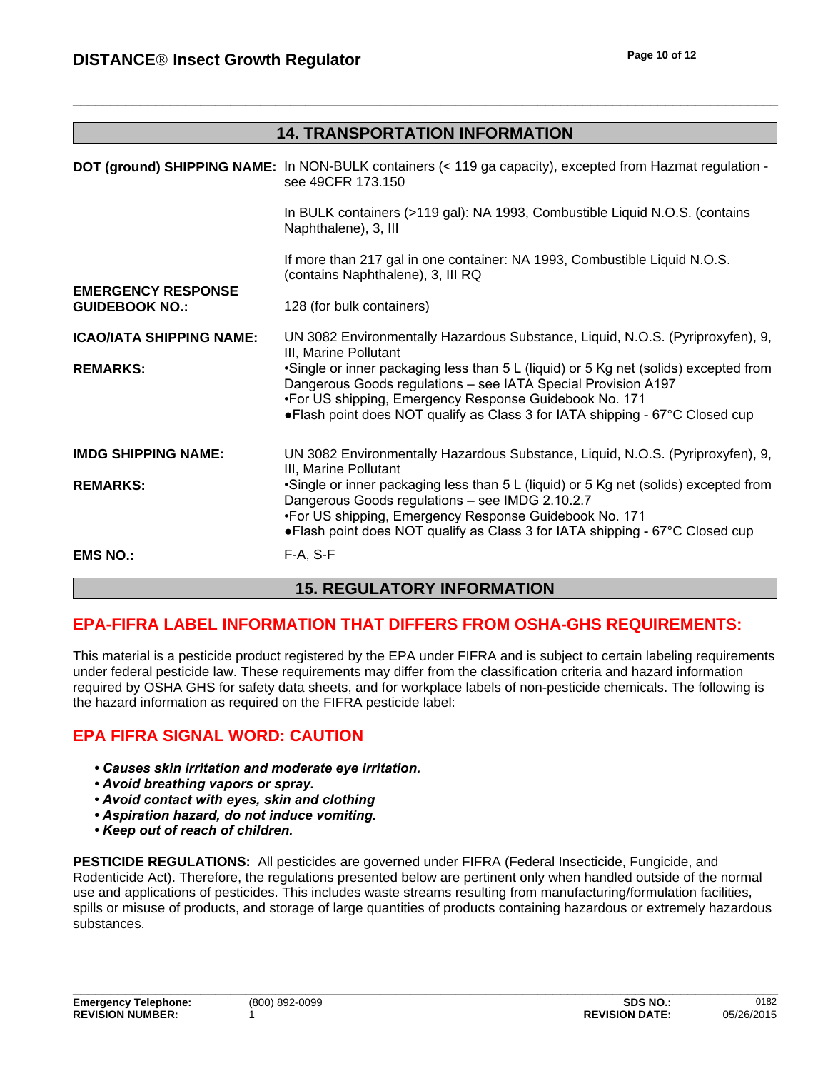## 14. TRANSPORTATION INFORMATION

**DOT (ground) SHIPPING NAME:** In NON-BULK containers (< 119 ga capacity), excepted from Hazmat regulation - see 49CFR 173.150

In BULK containers (>119 gal): NA 1993, Combustible Liquid N.O.S. (contains Naphthalene), 3, III

If more than 217 gal in one container: NA 1993, Combustible Liquid N.O.S. (contains Naphthalene), 3, III RQ

**EMERGENCY RESPONSE GUIDEBOOK NO.:** 128 (for bulk containers)

**ICAO/IATA SHIPPING NAME:** UN 3082 Environmentally Hazardous Substance, Liquid, N.O.S. (Pyriproxyfen), 9, III, Marine Pollutant

**REMARKS:**
- Single or inner packaging less than 5 L (liquid) or 5 Kg net (solids) excepted from Dangerous Goods regulations – see IATA Special Provision A197
- For US shipping, Emergency Response Guidebook No. 171
- Flash point does NOT qualify as Class 3 for IATA shipping - 67°C Closed cup

**IMDG SHIPPING NAME:** UN 3082 Environmentally Hazardous Substance, Liquid, N.O.S. (Pyriproxyfen), 9, III, Marine Pollutant

**REMARKS:**
- Single or inner packaging less than 5 L (liquid) or 5 Kg net (solids) excepted from Dangerous Goods regulations – see IMDG 2.10.2.7
- For US shipping, Emergency Response Guidebook No. 171
- Flash point does NOT qualify as Class 3 for IATA shipping - 67°C Closed cup

**EMS NO.:** F-A, S-F

## 15. REGULATORY INFORMATION

### EPA-FIFRA LABEL INFORMATION THAT DIFFERS FROM OSHA-GHS REQUIREMENTS:

This material is a pesticide product registered by the EPA under FIFRA and is subject to certain labeling requirements under federal pesticide law. These requirements may differ from the classification criteria and hazard information required by OSHA GHS for safety data sheets, and for workplace labels of non-pesticide chemicals. The following is the hazard information as required on the FIFRA pesticide label:

### EPA FIFRA SIGNAL WORD: CAUTION

- ***Causes skin irritation and moderate eye irritation.***
- ***Avoid breathing vapors or spray.***
- ***Avoid contact with eyes, skin and clothing***
- ***Aspiration hazard, do not induce vomiting.***
- ***Keep out of reach of children.***

**PESTICIDE REGULATIONS:** All pesticides are governed under FIFRA (Federal Insecticide, Fungicide, and Rodenticide Act). Therefore, the regulations presented below are pertinent only when handled outside of the normal use and applications of pesticides. This includes waste streams resulting from manufacturing/formulation facilities, spills or misuse of products, and storage of large quantities of products containing hazardous or extremely hazardous substances.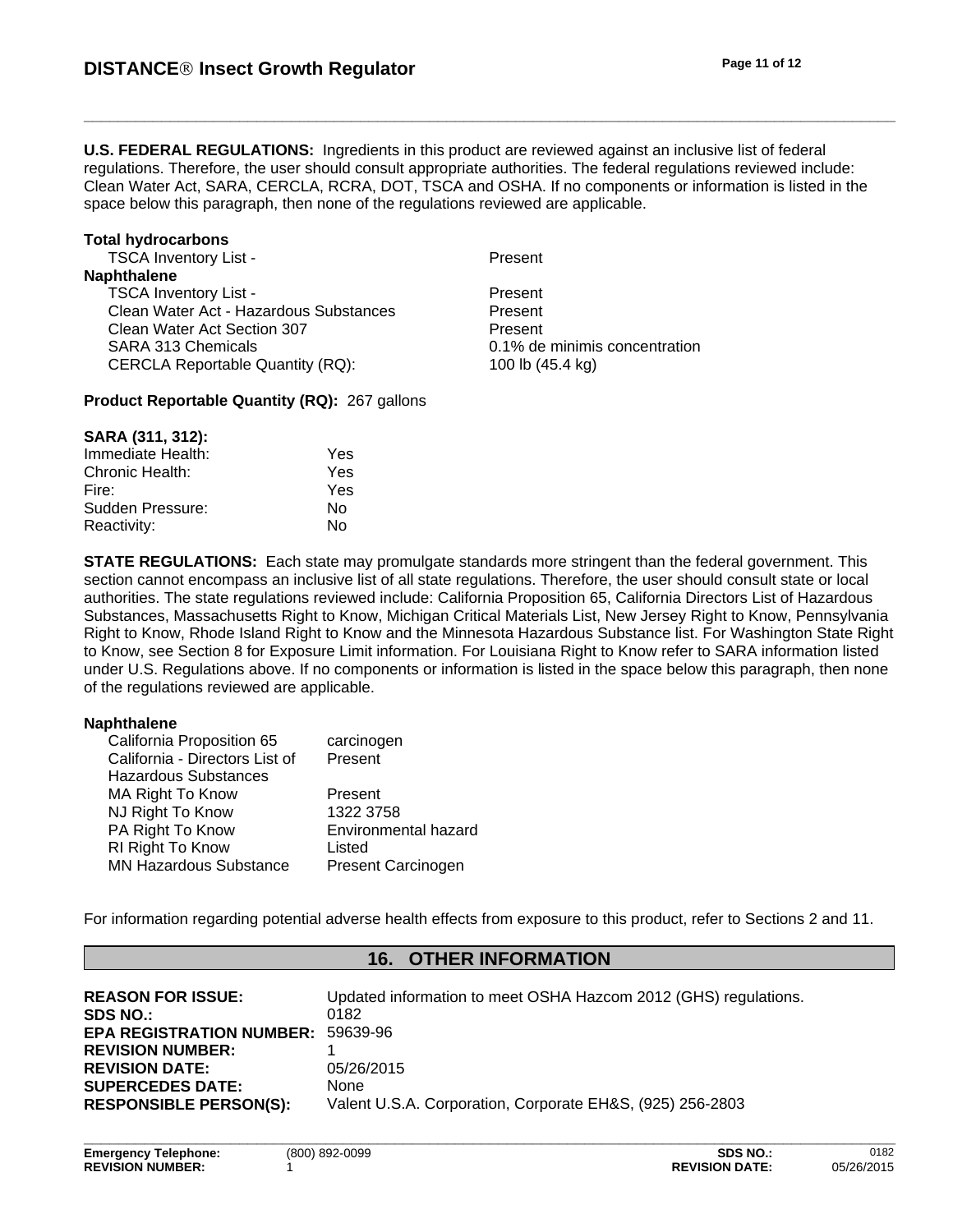**U.S. FEDERAL REGULATIONS:** Ingredients in this product are reviewed against an inclusive list of federal regulations. Therefore, the user should consult appropriate authorities. The federal regulations reviewed include: Clean Water Act, SARA, CERCLA, RCRA, DOT, TSCA and OSHA. If no components or information is listed in the space below this paragraph, then none of the regulations reviewed are applicable.

**Total hydrocarbons**

| | |
|---|---|
| TSCA Inventory List - | Present |

**Naphthalene**

| | |
|---|---|
| TSCA Inventory List - | Present |
| Clean Water Act - Hazardous Substances | Present |
| Clean Water Act Section 307 | Present |
| SARA 313 Chemicals | 0.1% de minimis concentration |
| CERCLA Reportable Quantity (RQ): | 100 lb (45.4 kg) |

**Product Reportable Quantity (RQ):** 267 gallons

**SARA (311, 312):**

| | |
|---|---|
| Immediate Health: | Yes |
| Chronic Health: | Yes |
| Fire: | Yes |
| Sudden Pressure: | No |
| Reactivity: | No |

**STATE REGULATIONS:** Each state may promulgate standards more stringent than the federal government. This section cannot encompass an inclusive list of all state regulations. Therefore, the user should consult state or local authorities. The state regulations reviewed include: California Proposition 65, California Directors List of Hazardous Substances, Massachusetts Right to Know, Michigan Critical Materials List, New Jersey Right to Know, Pennsylvania Right to Know, Rhode Island Right to Know and the Minnesota Hazardous Substance list. For Washington State Right to Know, see Section 8 for Exposure Limit information. For Louisiana Right to Know refer to SARA information listed under U.S. Regulations above. If no components or information is listed in the space below this paragraph, then none of the regulations reviewed are applicable.

**Naphthalene**

| | |
|---|---|
| California Proposition 65 | carcinogen |
| California - Directors List of Hazardous Substances | Present |
| MA Right To Know | Present |
| NJ Right To Know | 1322 3758 |
| PA Right To Know | Environmental hazard |
| RI Right To Know | Listed |
| MN Hazardous Substance | Present Carcinogen |

For information regarding potential adverse health effects from exposure to this product, refer to Sections 2 and 11.

## 16. OTHER INFORMATION

| | |
|---|---|
| **REASON FOR ISSUE:** | Updated information to meet OSHA Hazcom 2012 (GHS) regulations. |
| **SDS NO.:** | 0182 |
| **EPA REGISTRATION NUMBER:** | 59639-96 |
| **REVISION NUMBER:** | 1 |
| **REVISION DATE:** | 05/26/2015 |
| **SUPERCEDES DATE:** | None |
| **RESPONSIBLE PERSON(S):** | Valent U.S.A. Corporation, Corporate EH&S, (925) 256-2803 |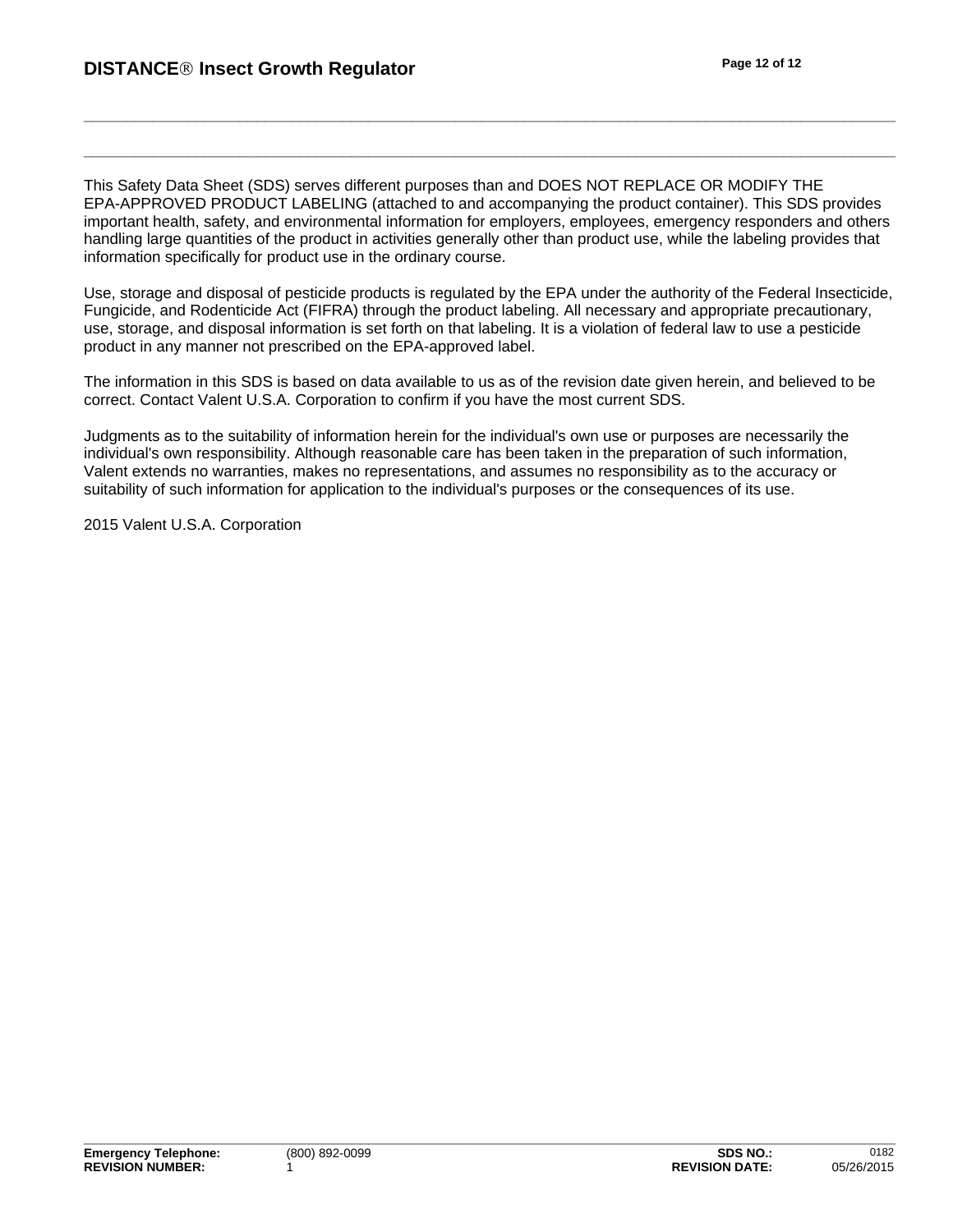This Safety Data Sheet (SDS) serves different purposes than and DOES NOT REPLACE OR MODIFY THE EPA-APPROVED PRODUCT LABELING (attached to and accompanying the product container). This SDS provides important health, safety, and environmental information for employers, employees, emergency responders and others handling large quantities of the product in activities generally other than product use, while the labeling provides that information specifically for product use in the ordinary course.

Use, storage and disposal of pesticide products is regulated by the EPA under the authority of the Federal Insecticide, Fungicide, and Rodenticide Act (FIFRA) through the product labeling. All necessary and appropriate precautionary, use, storage, and disposal information is set forth on that labeling. It is a violation of federal law to use a pesticide product in any manner not prescribed on the EPA-approved label.

The information in this SDS is based on data available to us as of the revision date given herein, and believed to be correct. Contact Valent U.S.A. Corporation to confirm if you have the most current SDS.

Judgments as to the suitability of information herein for the individual's own use or purposes are necessarily the individual's own responsibility. Although reasonable care has been taken in the preparation of such information, Valent extends no warranties, makes no representations, and assumes no responsibility as to the accuracy or suitability of such information for application to the individual's purposes or the consequences of its use.

2015 Valent U.S.A. Corporation